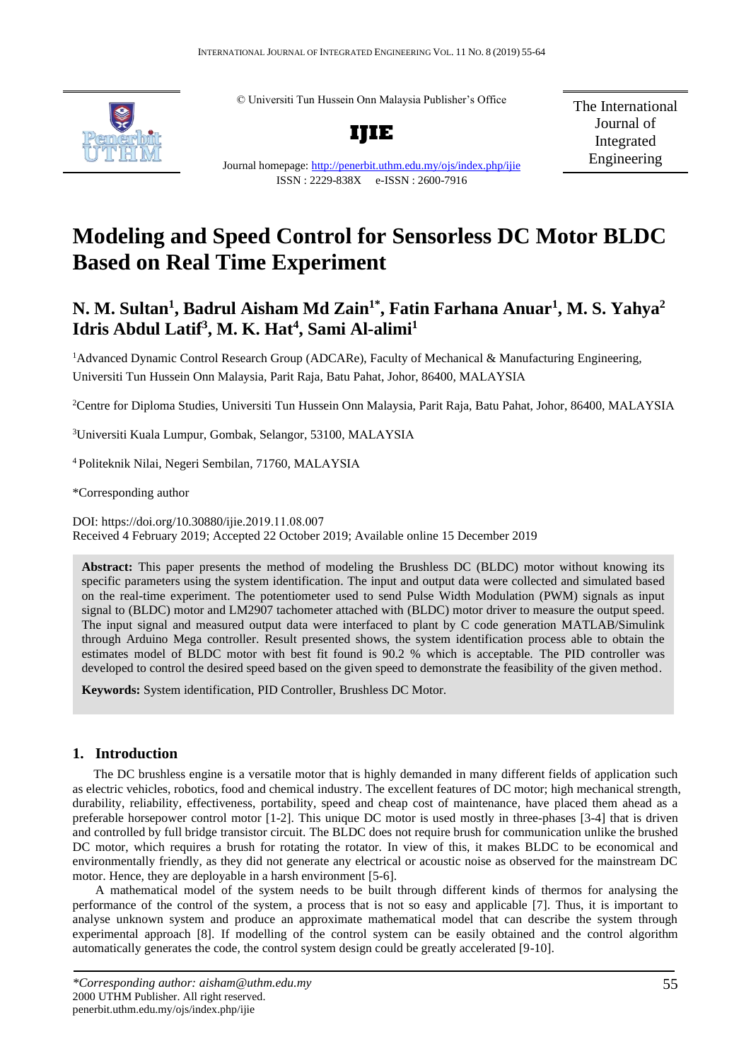© Universiti Tun Hussein Onn Malaysia Publisher's Office

**IJIE**

Journal homepage: http://penerbit.uthm.edu.my/ojs/index.php/ijie
ISSN : 2229-838X e-ISSN : 2600-7916

The International Journal of Integrated Engineering

# Modeling and Speed Control for Sensorless DC Motor BLDC Based on Real Time Experiment

## N. M. Sultan[1], Badrul Aisham Md Zain[1*], Fatin Farhana Anuar[1], M. S. Yahya[2] Idris Abdul Latif[3], M. K. Hat[4], Sami Al-alimi[1]

[1]Advanced Dynamic Control Research Group (ADCARe), Faculty of Mechanical & Manufacturing Engineering, Universiti Tun Hussein Onn Malaysia, Parit Raja, Batu Pahat, Johor, 86400, MALAYSIA

[2]Centre for Diploma Studies, Universiti Tun Hussein Onn Malaysia, Parit Raja, Batu Pahat, Johor, 86400, MALAYSIA

[3]Universiti Kuala Lumpur, Gombak, Selangor, 53100, MALAYSIA

[4] Politeknik Nilai, Negeri Sembilan, 71760, MALAYSIA

*Corresponding author

DOI: https://doi.org/10.30880/ijie.2019.11.08.007
Received 4 February 2019; Accepted 22 October 2019; Available online 15 December 2019

**Abstract:** This paper presents the method of modeling the Brushless DC (BLDC) motor without knowing its specific parameters using the system identification. The input and output data were collected and simulated based on the real-time experiment. The potentiometer used to send Pulse Width Modulation (PWM) signals as input signal to (BLDC) motor and LM2907 tachometer attached with (BLDC) motor driver to measure the output speed. The input signal and measured output data were interfaced to plant by C code generation MATLAB/Simulink through Arduino Mega controller. Result presented shows, the system identification process able to obtain the estimates model of BLDC motor with best fit found is 90.2 % which is acceptable. The PID controller was developed to control the desired speed based on the given speed to demonstrate the feasibility of the given method.

**Keywords:** System identification, PID Controller, Brushless DC Motor.

## 1. Introduction

The DC brushless engine is a versatile motor that is highly demanded in many different fields of application such as electric vehicles, robotics, food and chemical industry. The excellent features of DC motor; high mechanical strength, durability, reliability, effectiveness, portability, speed and cheap cost of maintenance, have placed them ahead as a preferable horsepower control motor [1-2]. This unique DC motor is used mostly in three-phases [3-4] that is driven and controlled by full bridge transistor circuit. The BLDC does not require brush for communication unlike the brushed DC motor, which requires a brush for rotating the rotator. In view of this, it makes BLDC to be economical and environmentally friendly, as they did not generate any electrical or acoustic noise as observed for the mainstream DC motor. Hence, they are deployable in a harsh environment [5-6].

A mathematical model of the system needs to be built through different kinds of thermos for analysing the performance of the control of the system, a process that is not so easy and applicable [7]. Thus, it is important to analyse unknown system and produce an approximate mathematical model that can describe the system through experimental approach [8]. If modelling of the control system can be easily obtained and the control algorithm automatically generates the code, the control system design could be greatly accelerated [9-10].

*\*Corresponding author: aisham@uthm.edu.my*
2000 UTHM Publisher. All right reserved.
penerbit.uthm.edu.my/ojs/index.php/ijie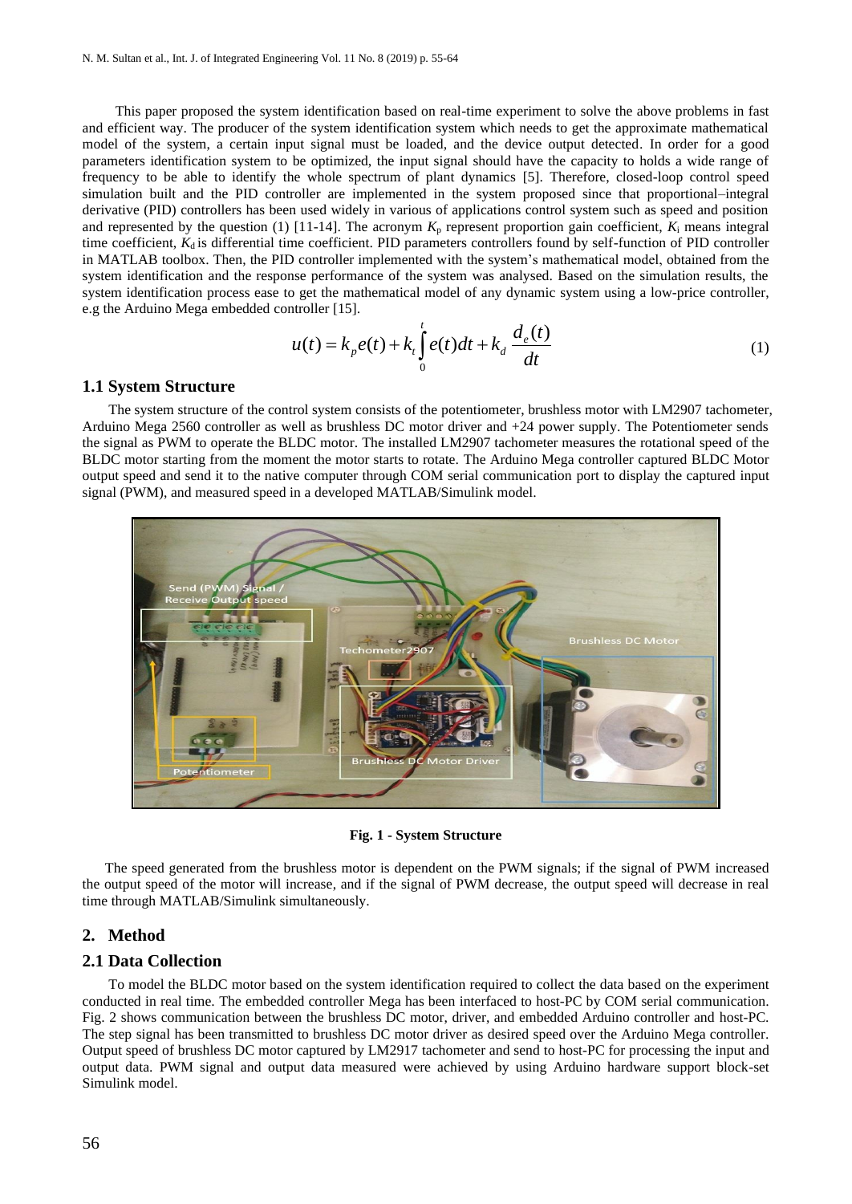This paper proposed the system identification based on real-time experiment to solve the above problems in fast and efficient way. The producer of the system identification system which needs to get the approximate mathematical model of the system, a certain input signal must be loaded, and the device output detected. In order for a good parameters identification system to be optimized, the input signal should have the capacity to holds a wide range of frequency to be able to identify the whole spectrum of plant dynamics [5]. Therefore, closed-loop control speed simulation built and the PID controller are implemented in the system proposed since that proportional–integral derivative (PID) controllers has been used widely in various of applications control system such as speed and position and represented by the question (1) [11-14]. The acronym $K_p$ represent proportion gain coefficient, $K_i$ means integral time coefficient, $K_d$ is differential time coefficient. PID parameters controllers found by self-function of PID controller in MATLAB toolbox. Then, the PID controller implemented with the system's mathematical model, obtained from the system identification and the response performance of the system was analysed. Based on the simulation results, the system identification process ease to get the mathematical model of any dynamic system using a low-price controller, e.g the Arduino Mega embedded controller [15].

$$u(t) = k_p e(t) + k_t \int_0^t e(t)dt + k_d \frac{d_e(t)}{dt} \tag{1}$$

### 1.1 System Structure

The system structure of the control system consists of the potentiometer, brushless motor with LM2907 tachometer, Arduino Mega 2560 controller as well as brushless DC motor driver and +24 power supply. The Potentiometer sends the signal as PWM to operate the BLDC motor. The installed LM2907 tachometer measures the rotational speed of the BLDC motor starting from the moment the motor starts to rotate. The Arduino Mega controller captured BLDC Motor output speed and send it to the native computer through COM serial communication port to display the captured input signal (PWM), and measured speed in a developed MATLAB/Simulink model.

**Fig. 1 - System Structure**

The speed generated from the brushless motor is dependent on the PWM signals; if the signal of PWM increased the output speed of the motor will increase, and if the signal of PWM decrease, the output speed will decrease in real time through MATLAB/Simulink simultaneously.

## 2. Method

### 2.1 Data Collection

To model the BLDC motor based on the system identification required to collect the data based on the experiment conducted in real time. The embedded controller Mega has been interfaced to host-PC by COM serial communication. Fig. 2 shows communication between the brushless DC motor, driver, and embedded Arduino controller and host-PC. The step signal has been transmitted to brushless DC motor driver as desired speed over the Arduino Mega controller. Output speed of brushless DC motor captured by LM2917 tachometer and send to host-PC for processing the input and output data. PWM signal and output data measured were achieved by using Arduino hardware support block-set Simulink model.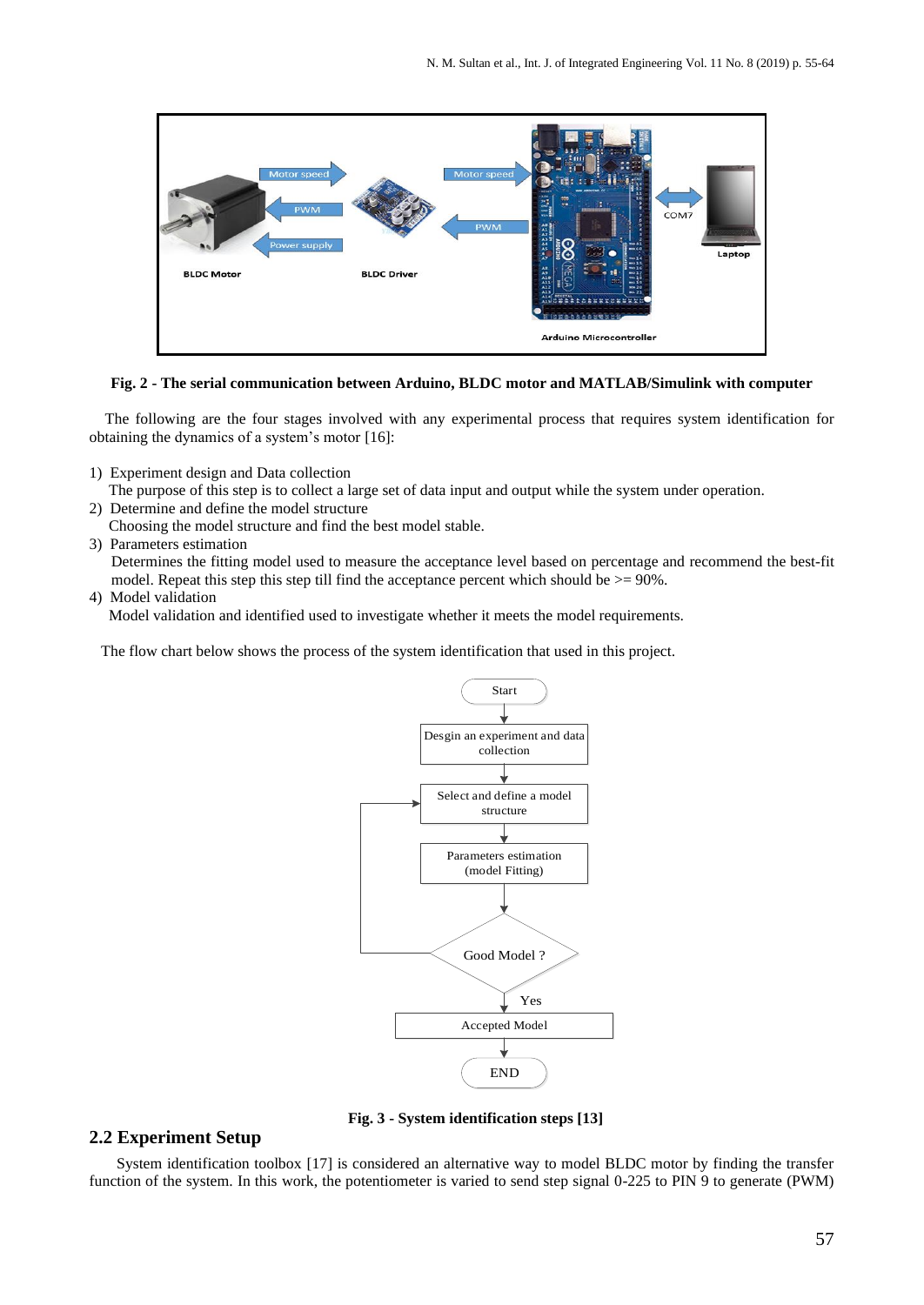Fig. 2 - The serial communication between Arduino, BLDC motor and MATLAB/Simulink with computer

The following are the four stages involved with any experimental process that requires system identification for obtaining the dynamics of a system's motor [16]:

1) Experiment design and Data collection
   The purpose of this step is to collect a large set of data input and output while the system under operation.
2) Determine and define the model structure
   Choosing the model structure and find the best model stable.
3) Parameters estimation
   Determines the fitting model used to measure the acceptance level based on percentage and recommend the best-fit model. Repeat this step this step till find the acceptance percent which should be >= 90%.
4) Model validation
   Model validation and identified used to investigate whether it meets the model requirements.

The flow chart below shows the process of the system identification that used in this project.

Fig. 3 - System identification steps [13]

## 2.2 Experiment Setup

System identification toolbox [17] is considered an alternative way to model BLDC motor by finding the transfer function of the system. In this work, the potentiometer is varied to send step signal 0-225 to PIN 9 to generate (PWM)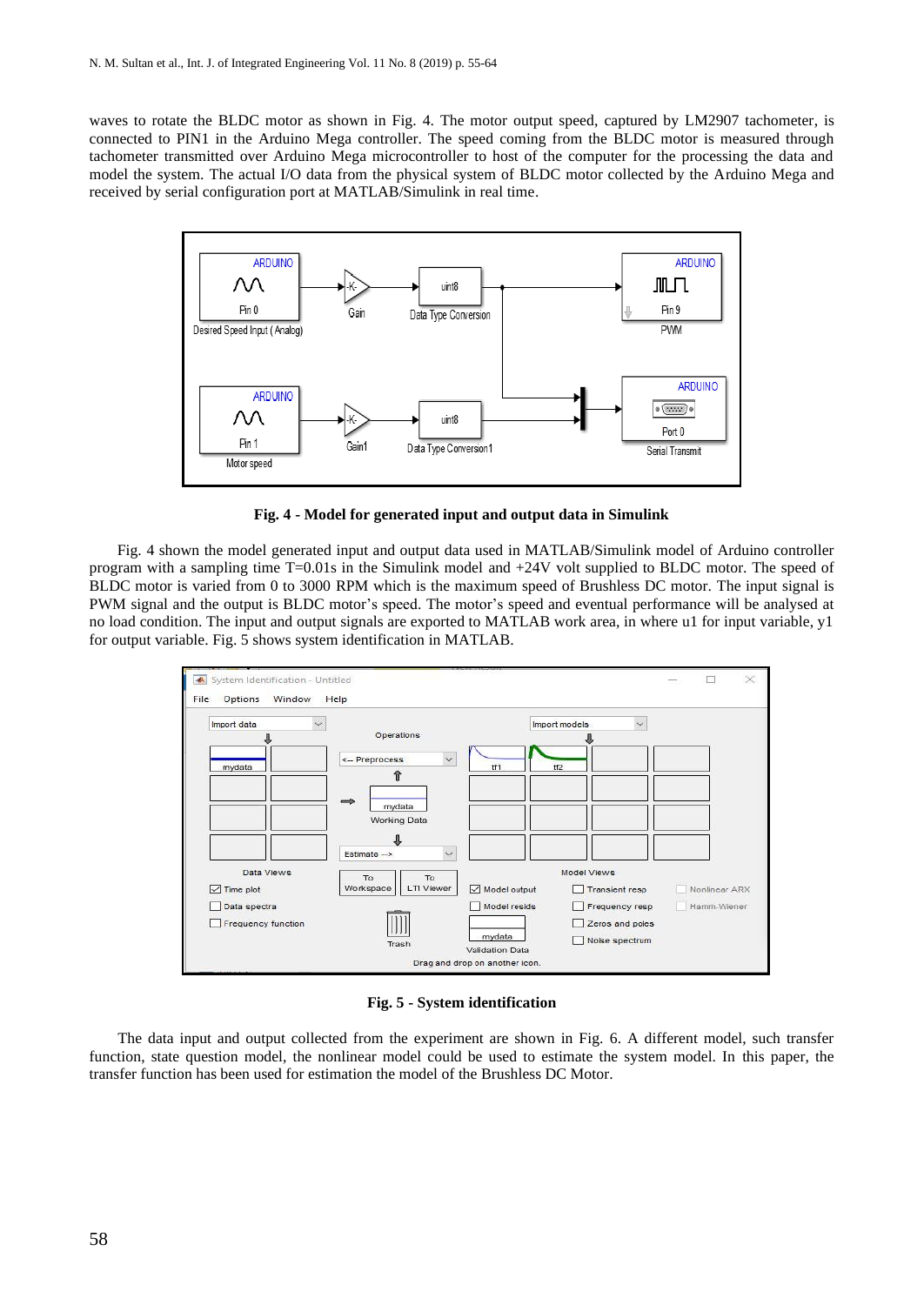waves to rotate the BLDC motor as shown in Fig. 4. The motor output speed, captured by LM2907 tachometer, is connected to PIN1 in the Arduino Mega controller. The speed coming from the BLDC motor is measured through tachometer transmitted over Arduino Mega microcontroller to host of the computer for the processing the data and model the system. The actual I/O data from the physical system of BLDC motor collected by the Arduino Mega and received by serial configuration port at MATLAB/Simulink in real time.

**Fig. 4 - Model for generated input and output data in Simulink**

Fig. 4 shown the model generated input and output data used in MATLAB/Simulink model of Arduino controller program with a sampling time T=0.01s in the Simulink model and +24V volt supplied to BLDC motor. The speed of BLDC motor is varied from 0 to 3000 RPM which is the maximum speed of Brushless DC motor. The input signal is PWM signal and the output is BLDC motor's speed. The motor's speed and eventual performance will be analysed at no load condition. The input and output signals are exported to MATLAB work area, in where u1 for input variable, y1 for output variable. Fig. 5 shows system identification in MATLAB.

**Fig. 5 - System identification**

The data input and output collected from the experiment are shown in Fig. 6. A different model, such transfer function, state question model, the nonlinear model could be used to estimate the system model. In this paper, the transfer function has been used for estimation the model of the Brushless DC Motor.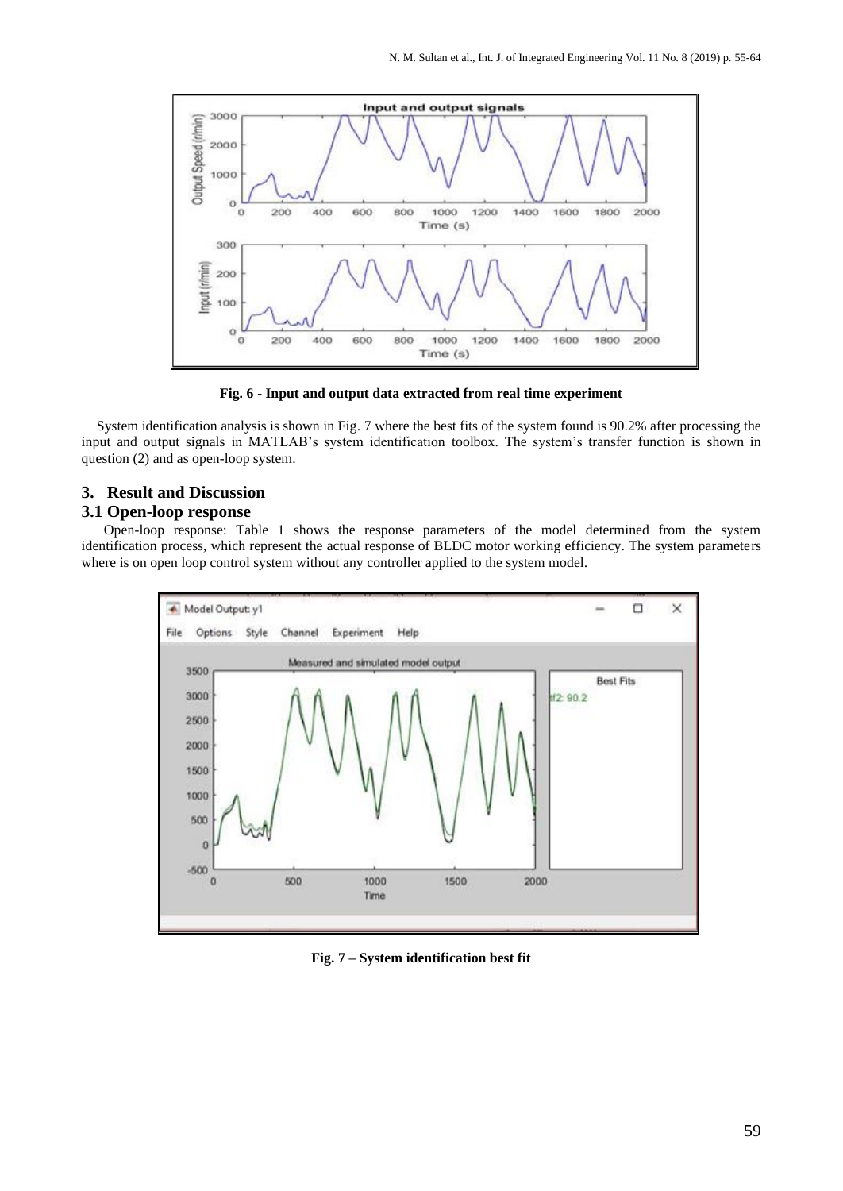**Fig. 6 - Input and output data extracted from real time experiment**

System identification analysis is shown in Fig. 7 where the best fits of the system found is 90.2% after processing the input and output signals in MATLAB's system identification toolbox. The system's transfer function is shown in question (2) and as open-loop system.

## 3. Result and Discussion

### 3.1 Open-loop response

Open-loop response: Table 1 shows the response parameters of the model determined from the system identification process, which represent the actual response of BLDC motor working efficiency. The system parameters where is on open loop control system without any controller applied to the system model.

**Fig. 7 – System identification best fit**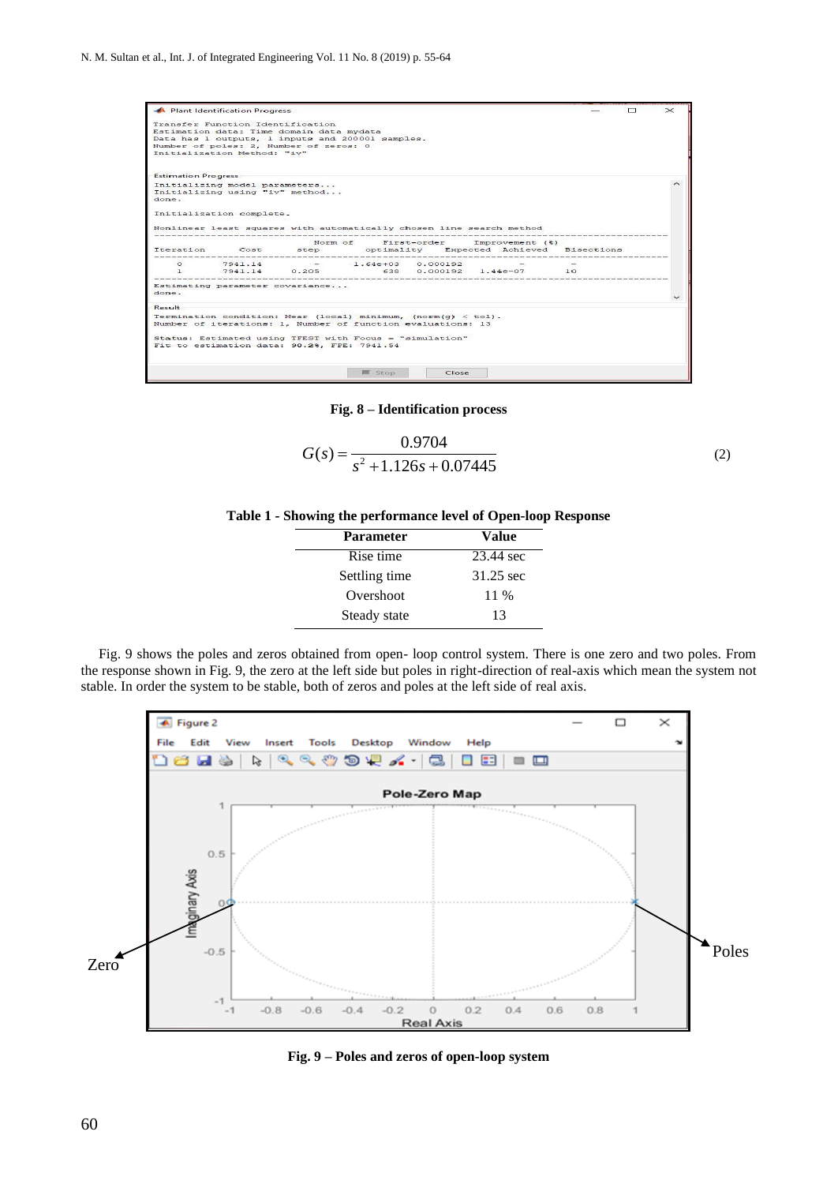**Fig. 8 – Identification process**

$$G(s) = \frac{0.9704}{s^2 + 1.126s + 0.07445} \tag{2}$$

**Table 1 - Showing the performance level of Open-loop Response**

| Parameter | Value |
|---|---|
| Rise time | 23.44 sec |
| Settling time | 31.25 sec |
| Overshoot | 11 % |
| Steady state | 13 |

Fig. 9 shows the poles and zeros obtained from open- loop control system. There is one zero and two poles. From the response shown in Fig. 9, the zero at the left side but poles in right-direction of real-axis which mean the system not stable. In order the system to be stable, both of zeros and poles at the left side of real axis.

**Fig. 9 – Poles and zeros of open-loop system**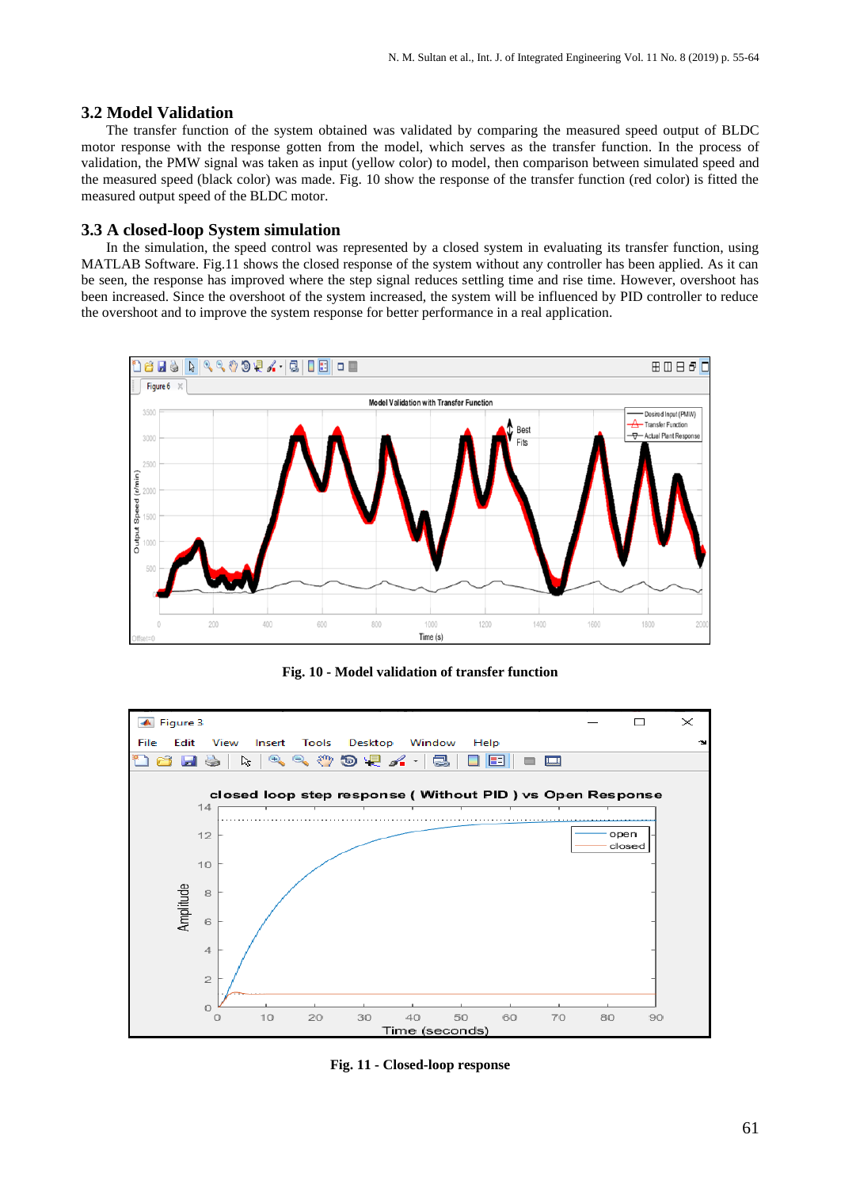### 3.2 Model Validation

The transfer function of the system obtained was validated by comparing the measured speed output of BLDC motor response with the response gotten from the model, which serves as the transfer function. In the process of validation, the PMW signal was taken as input (yellow color) to model, then comparison between simulated speed and the measured speed (black color) was made. Fig. 10 show the response of the transfer function (red color) is fitted the measured output speed of the BLDC motor.

### 3.3 A closed-loop System simulation

In the simulation, the speed control was represented by a closed system in evaluating its transfer function, using MATLAB Software. Fig.11 shows the closed response of the system without any controller has been applied. As it can be seen, the response has improved where the step signal reduces settling time and rise time. However, overshoot has been increased. Since the overshoot of the system increased, the system will be influenced by PID controller to reduce the overshoot and to improve the system response for better performance in a real application.

**Fig. 10 - Model validation of transfer function**

**Fig. 11 - Closed-loop response**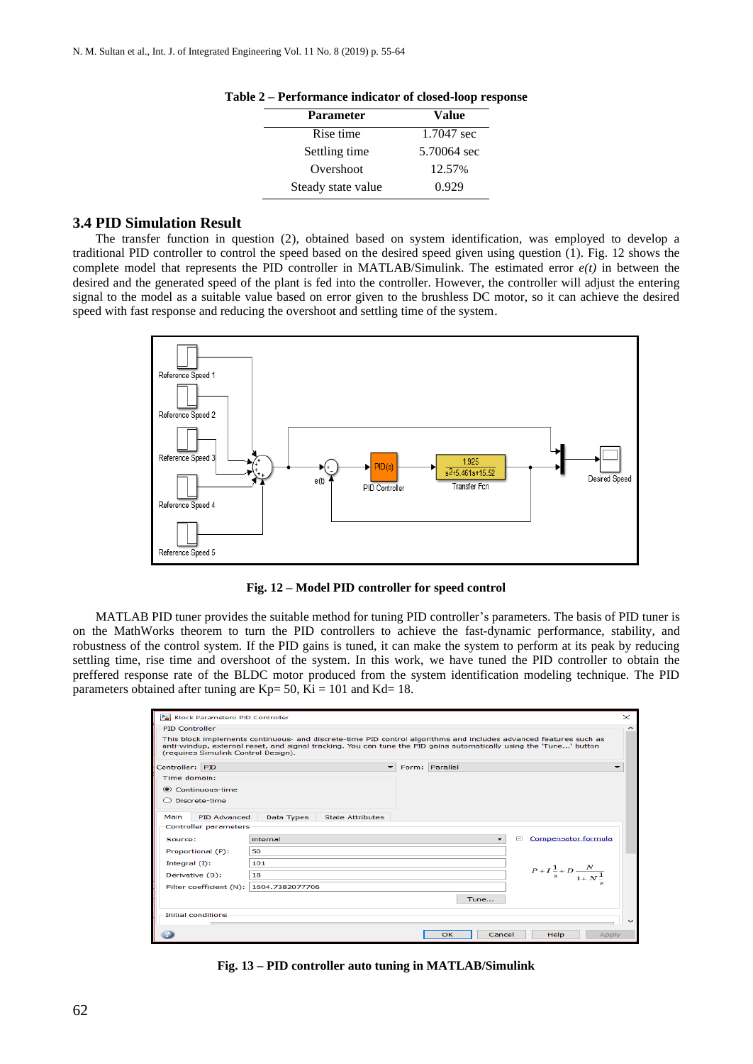**Table 2 – Performance indicator of closed-loop response**

| Parameter | Value |
|---|---|
| Rise time | 1.7047 sec |
| Settling time | 5.70064 sec |
| Overshoot | 12.57% |
| Steady state value | 0.929 |

### 3.4 PID Simulation Result

The transfer function in question (2), obtained based on system identification, was employed to develop a traditional PID controller to control the speed based on the desired speed given using question (1). Fig. 12 shows the complete model that represents the PID controller in MATLAB/Simulink. The estimated error *e(t)* in between the desired and the generated speed of the plant is fed into the controller. However, the controller will adjust the entering signal to the model as a suitable value based on error given to the brushless DC motor, so it can achieve the desired speed with fast response and reducing the overshoot and settling time of the system.

**Fig. 12 – Model PID controller for speed control**

MATLAB PID tuner provides the suitable method for tuning PID controller's parameters. The basis of PID tuner is on the MathWorks theorem to turn the PID controllers to achieve the fast-dynamic performance, stability, and robustness of the control system. If the PID gains is tuned, it can make the system to perform at its peak by reducing settling time, rise time and overshoot of the system. In this work, we have tuned the PID controller to obtain the preffered response rate of the BLDC motor produced from the system identification modeling technique. The PID parameters obtained after tuning are Kp= 50, Ki = 101 and Kd= 18.

**Fig. 13 – PID controller auto tuning in MATLAB/Simulink**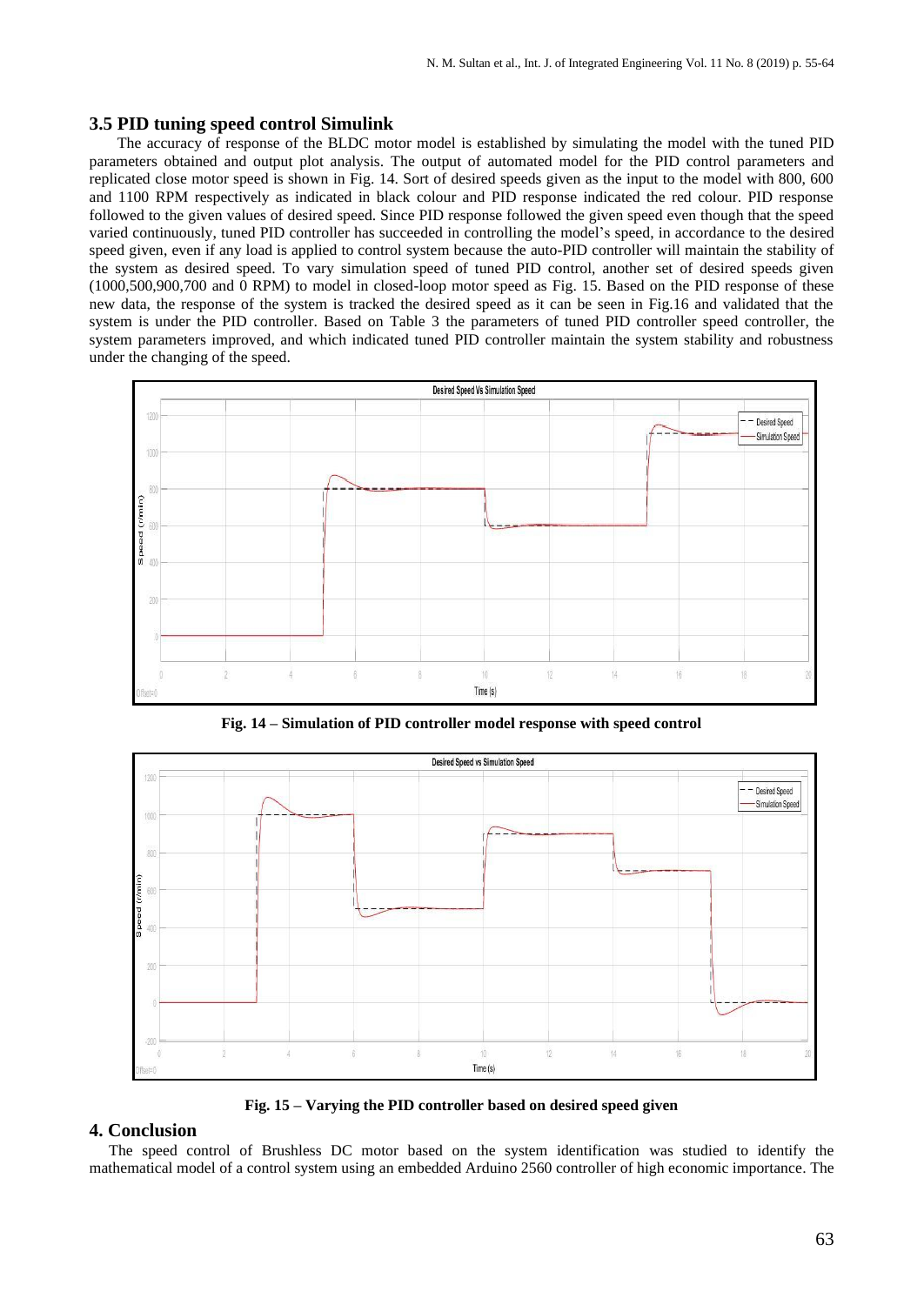### 3.5 PID tuning speed control Simulink

The accuracy of response of the BLDC motor model is established by simulating the model with the tuned PID parameters obtained and output plot analysis. The output of automated model for the PID control parameters and replicated close motor speed is shown in Fig. 14. Sort of desired speeds given as the input to the model with 800, 600 and 1100 RPM respectively as indicated in black colour and PID response indicated the red colour. PID response followed to the given values of desired speed. Since PID response followed the given speed even though that the speed varied continuously, tuned PID controller has succeeded in controlling the model's speed, in accordance to the desired speed given, even if any load is applied to control system because the auto-PID controller will maintain the stability of the system as desired speed. To vary simulation speed of tuned PID control, another set of desired speeds given (1000,500,900,700 and 0 RPM) to model in closed-loop motor speed as Fig. 15. Based on the PID response of these new data, the response of the system is tracked the desired speed as it can be seen in Fig.16 and validated that the system is under the PID controller. Based on Table 3 the parameters of tuned PID controller speed controller, the system parameters improved, and which indicated tuned PID controller maintain the system stability and robustness under the changing of the speed.

**Fig. 14 – Simulation of PID controller model response with speed control**

**Fig. 15 – Varying the PID controller based on desired speed given**

## 4. Conclusion

The speed control of Brushless DC motor based on the system identification was studied to identify the mathematical model of a control system using an embedded Arduino 2560 controller of high economic importance. The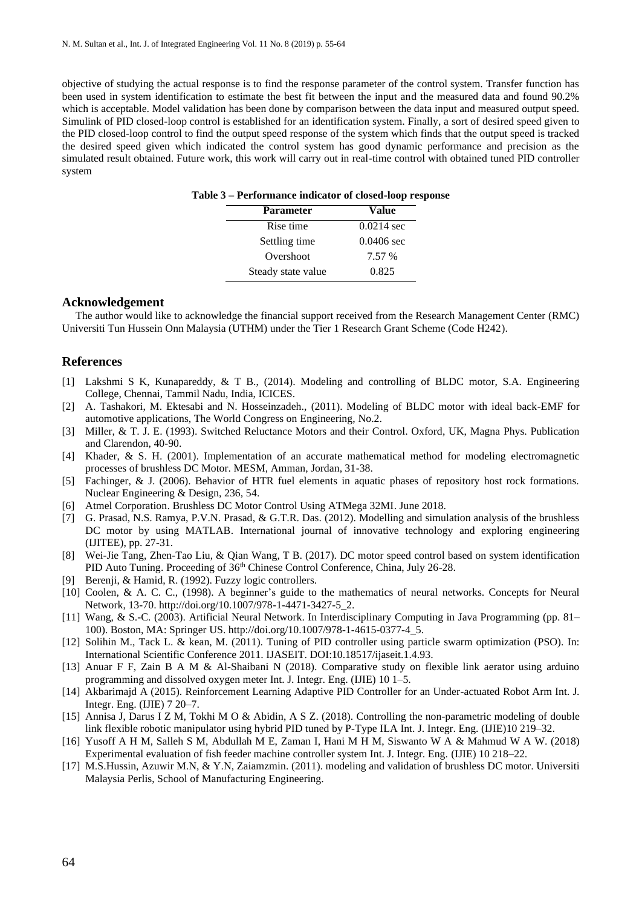objective of studying the actual response is to find the response parameter of the control system. Transfer function has been used in system identification to estimate the best fit between the input and the measured data and found 90.2% which is acceptable. Model validation has been done by comparison between the data input and measured output speed. Simulink of PID closed-loop control is established for an identification system. Finally, a sort of desired speed given to the PID closed-loop control to find the output speed response of the system which finds that the output speed is tracked the desired speed given which indicated the control system has good dynamic performance and precision as the simulated result obtained. Future work, this work will carry out in real-time control with obtained tuned PID controller system

**Table 3 – Performance indicator of closed-loop response**

| Parameter | Value |
|---|---|
| Rise time | 0.0214 sec |
| Settling time | 0.0406 sec |
| Overshoot | 7.57 % |
| Steady state value | 0.825 |

## Acknowledgement

The author would like to acknowledge the financial support received from the Research Management Center (RMC) Universiti Tun Hussein Onn Malaysia (UTHM) under the Tier 1 Research Grant Scheme (Code H242).

## References

[1] Lakshmi S K, Kunapareddy, & T B., (2014). Modeling and controlling of BLDC motor, S.A. Engineering College, Chennai, Tammil Nadu, India, ICICES.

[2] A. Tashakori, M. Ektesabi and N. Hosseinzadeh., (2011). Modeling of BLDC motor with ideal back-EMF for automotive applications, The World Congress on Engineering, No.2.

[3] Miller, & T. J. E. (1993). Switched Reluctance Motors and their Control. Oxford, UK, Magna Phys. Publication and Clarendon, 40-90.

[4] Khader, & S. H. (2001). Implementation of an accurate mathematical method for modeling electromagnetic processes of brushless DC Motor. MESM, Amman, Jordan, 31-38.

[5] Fachinger, & J. (2006). Behavior of HTR fuel elements in aquatic phases of repository host rock formations. Nuclear Engineering & Design, 236, 54.

[6] Atmel Corporation. Brushless DC Motor Control Using ATMega 32MI. June 2018.

[7] G. Prasad, N.S. Ramya, P.V.N. Prasad, & G.T.R. Das. (2012). Modelling and simulation analysis of the brushless DC motor by using MATLAB. International journal of innovative technology and exploring engineering (IJITEE), pp. 27-31.

[8] Wei-Jie Tang, Zhen-Tao Liu, & Qian Wang, T B. (2017). DC motor speed control based on system identification PID Auto Tuning. Proceeding of 36th Chinese Control Conference, China, July 26-28.

[9] Berenji, & Hamid, R. (1992). Fuzzy logic controllers.

[10] Coolen, & A. C. C., (1998). A beginner's guide to the mathematics of neural networks. Concepts for Neural Network, 13-70. http://doi.org/10.1007/978-1-4471-3427-5_2.

[11] Wang, & S.-C. (2003). Artificial Neural Network. In Interdisciplinary Computing in Java Programming (pp. 81–100). Boston, MA: Springer US. http://doi.org/10.1007/978-1-4615-0377-4_5.

[12] Solihin M., Tack L. & kean, M. (2011). Tuning of PID controller using particle swarm optimization (PSO). In: International Scientific Conference 2011. IJASEIT. DOI:10.18517/ijaseit.1.4.93.

[13] Anuar F F, Zain B A M & Al-Shaibani N (2018). Comparative study on flexible link aerator using arduino programming and dissolved oxygen meter Int. J. Integr. Eng. (IJIE) 10 1–5.

[14] Akbarimajd A (2015). Reinforcement Learning Adaptive PID Controller for an Under-actuated Robot Arm Int. J. Integr. Eng. (IJIE) 7 20–7.

[15] Annisa J, Darus I Z M, Tokhi M O & Abidin, A S Z. (2018). Controlling the non-parametric modeling of double link flexible robotic manipulator using hybrid PID tuned by P-Type ILA Int. J. Integr. Eng. (IJIE)10 219–32.

[16] Yusoff A H M, Salleh S M, Abdullah M E, Zaman I, Hani M H M, Siswanto W A & Mahmud W A W. (2018) Experimental evaluation of fish feeder machine controller system Int. J. Integr. Eng. (IJIE) 10 218–22.

[17] M.S.Hussin, Azuwir M.N, & Y.N, Zaiamzmin. (2011). modeling and validation of brushless DC motor. Universiti Malaysia Perlis, School of Manufacturing Engineering.